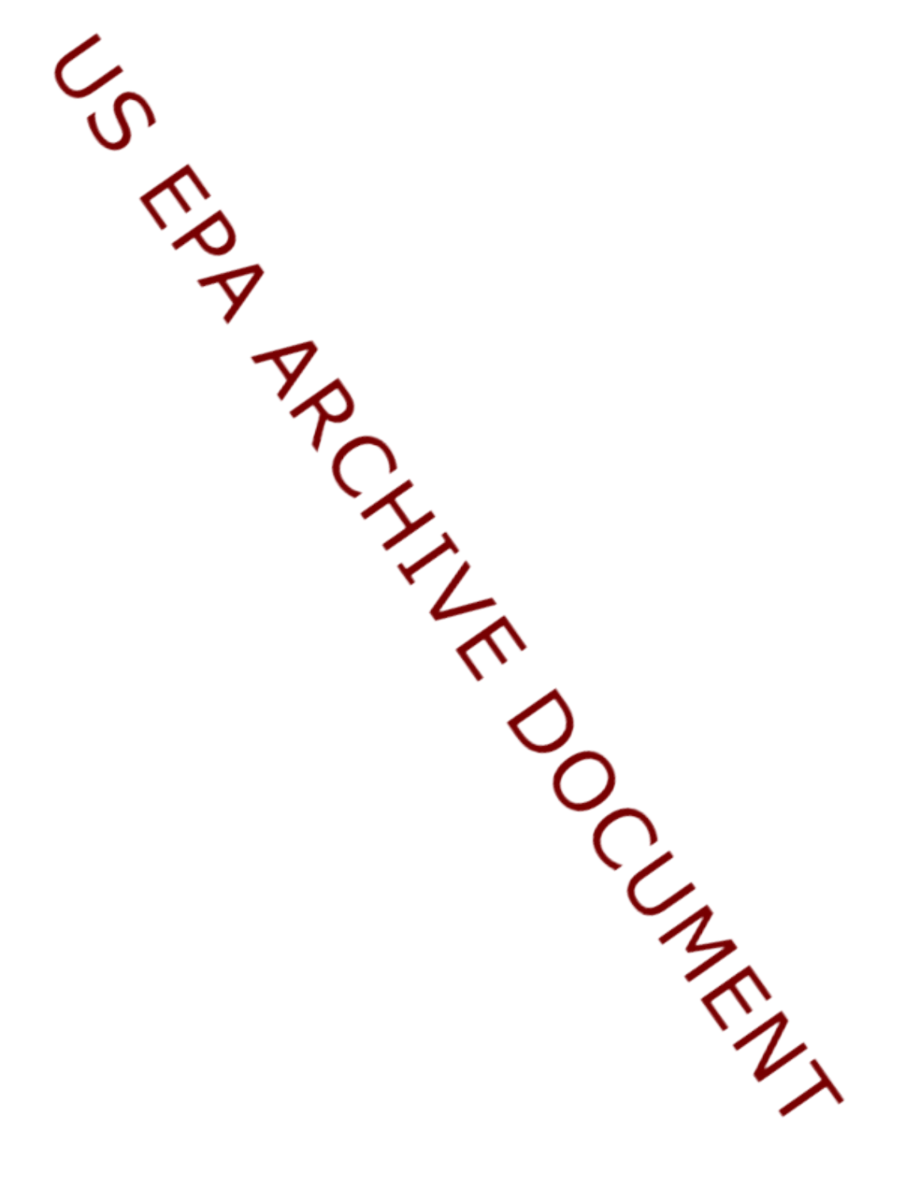US EPA ARCHIVE DOCUMENT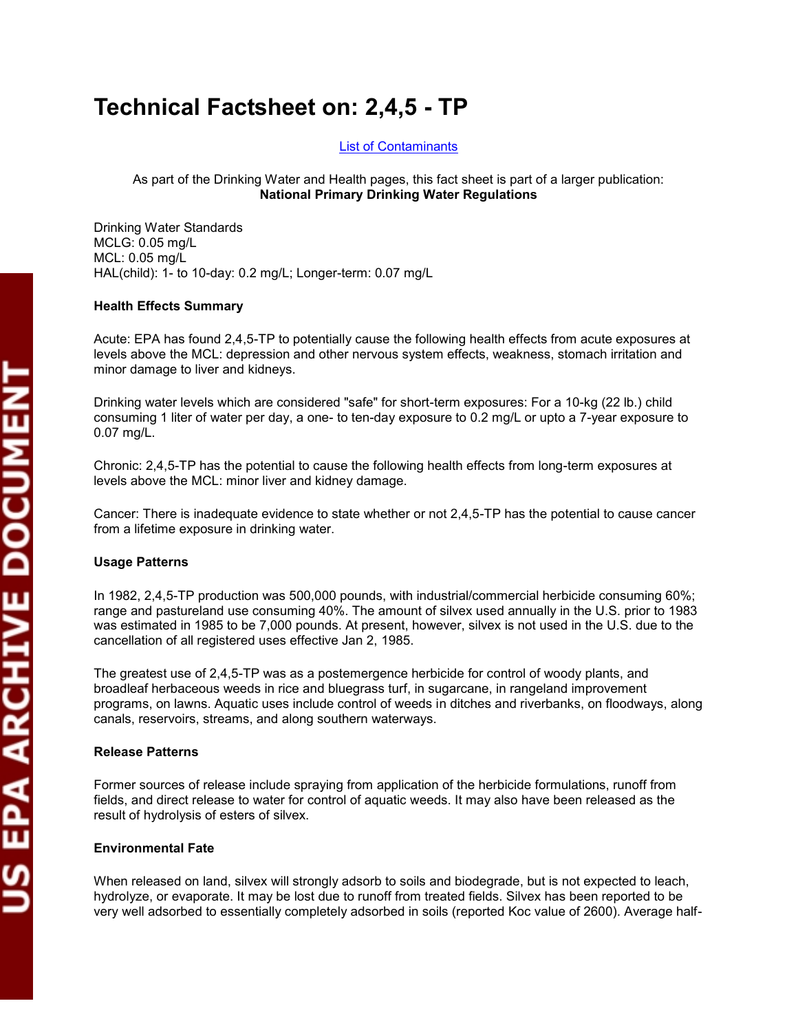# Technical Factsheet on: 2,4,5 - TP

[List of Contaminants]

As part of the Drinking Water and Health pages, this fact sheet is part of a larger publication:
**National Primary Drinking Water Regulations**

Drinking Water Standards
MCLG: 0.05 mg/L
MCL: 0.05 mg/L
HAL(child): 1- to 10-day: 0.2 mg/L; Longer-term: 0.07 mg/L

### Health Effects Summary

Acute: EPA has found 2,4,5-TP to potentially cause the following health effects from acute exposures at levels above the MCL: depression and other nervous system effects, weakness, stomach irritation and minor damage to liver and kidneys.

Drinking water levels which are considered "safe" for short-term exposures: For a 10-kg (22 lb.) child consuming 1 liter of water per day, a one- to ten-day exposure to 0.2 mg/L or upto a 7-year exposure to 0.07 mg/L.

Chronic: 2,4,5-TP has the potential to cause the following health effects from long-term exposures at levels above the MCL: minor liver and kidney damage.

Cancer: There is inadequate evidence to state whether or not 2,4,5-TP has the potential to cause cancer from a lifetime exposure in drinking water.

### Usage Patterns

In 1982, 2,4,5-TP production was 500,000 pounds, with industrial/commercial herbicide consuming 60%; range and pastureland use consuming 40%. The amount of silvex used annually in the U.S. prior to 1983 was estimated in 1985 to be 7,000 pounds. At present, however, silvex is not used in the U.S. due to the cancellation of all registered uses effective Jan 2, 1985.

The greatest use of 2,4,5-TP was as a postemergence herbicide for control of woody plants, and broadleaf herbaceous weeds in rice and bluegrass turf, in sugarcane, in rangeland improvement programs, on lawns. Aquatic uses include control of weeds in ditches and riverbanks, on floodways, along canals, reservoirs, streams, and along southern waterways.

### Release Patterns

Former sources of release include spraying from application of the herbicide formulations, runoff from fields, and direct release to water for control of aquatic weeds. It may also have been released as the result of hydrolysis of esters of silvex.

### Environmental Fate

When released on land, silvex will strongly adsorb to soils and biodegrade, but is not expected to leach, hydrolyze, or evaporate. It may be lost due to runoff from treated fields. Silvex has been reported to be very well adsorbed to essentially completely adsorbed in soils (reported Koc value of 2600). Average half-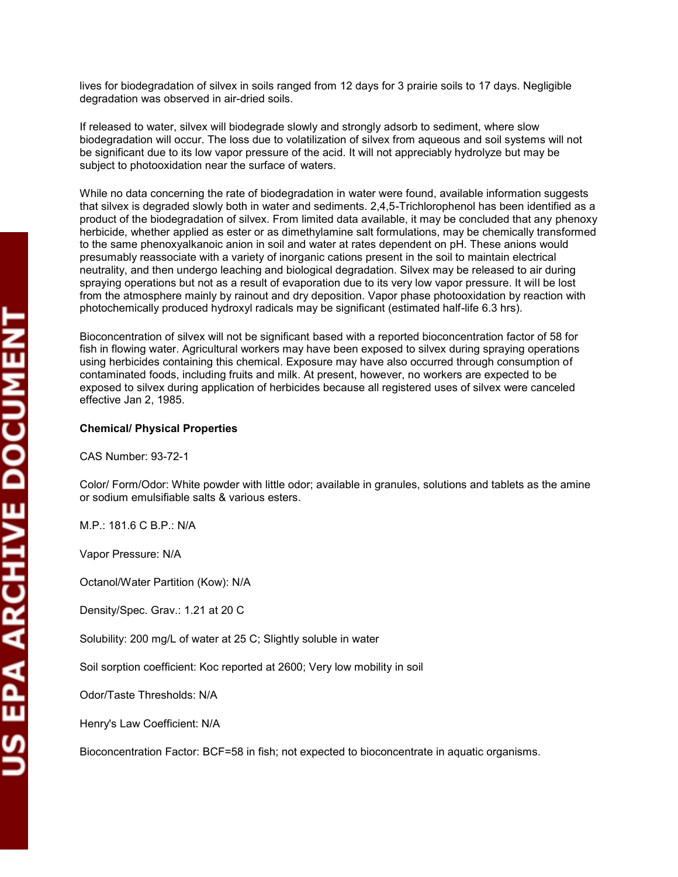lives for biodegradation of silvex in soils ranged from 12 days for 3 prairie soils to 17 days. Negligible degradation was observed in air-dried soils.

If released to water, silvex will biodegrade slowly and strongly adsorb to sediment, where slow biodegradation will occur. The loss due to volatilization of silvex from aqueous and soil systems will not be significant due to its low vapor pressure of the acid. It will not appreciably hydrolyze but may be subject to photooxidation near the surface of waters.

While no data concerning the rate of biodegradation in water were found, available information suggests that silvex is degraded slowly both in water and sediments. 2,4,5-Trichlorophenol has been identified as a product of the biodegradation of silvex. From limited data available, it may be concluded that any phenoxy herbicide, whether applied as ester or as dimethylamine salt formulations, may be chemically transformed to the same phenoxyalkanoic anion in soil and water at rates dependent on pH. These anions would presumably reassociate with a variety of inorganic cations present in the soil to maintain electrical neutrality, and then undergo leaching and biological degradation. Silvex may be released to air during spraying operations but not as a result of evaporation due to its very low vapor pressure. It will be lost from the atmosphere mainly by rainout and dry deposition. Vapor phase photooxidation by reaction with photochemically produced hydroxyl radicals may be significant (estimated half-life 6.3 hrs).

Bioconcentration of silvex will not be significant based with a reported bioconcentration factor of 58 for fish in flowing water. Agricultural workers may have been exposed to silvex during spraying operations using herbicides containing this chemical. Exposure may have also occurred through consumption of contaminated foods, including fruits and milk. At present, however, no workers are expected to be exposed to silvex during application of herbicides because all registered uses of silvex were canceled effective Jan 2, 1985.

**Chemical/ Physical Properties**

CAS Number: 93-72-1

Color/ Form/Odor: White powder with little odor; available in granules, solutions and tablets as the amine or sodium emulsifiable salts & various esters.

M.P.: 181.6 C B.P.: N/A

Vapor Pressure: N/A

Octanol/Water Partition (Kow): N/A

Density/Spec. Grav.: 1.21 at 20 C

Solubility: 200 mg/L of water at 25 C; Slightly soluble in water

Soil sorption coefficient: Koc reported at 2600; Very low mobility in soil

Odor/Taste Thresholds: N/A

Henry's Law Coefficient: N/A

Bioconcentration Factor: BCF=58 in fish; not expected to bioconcentrate in aquatic organisms.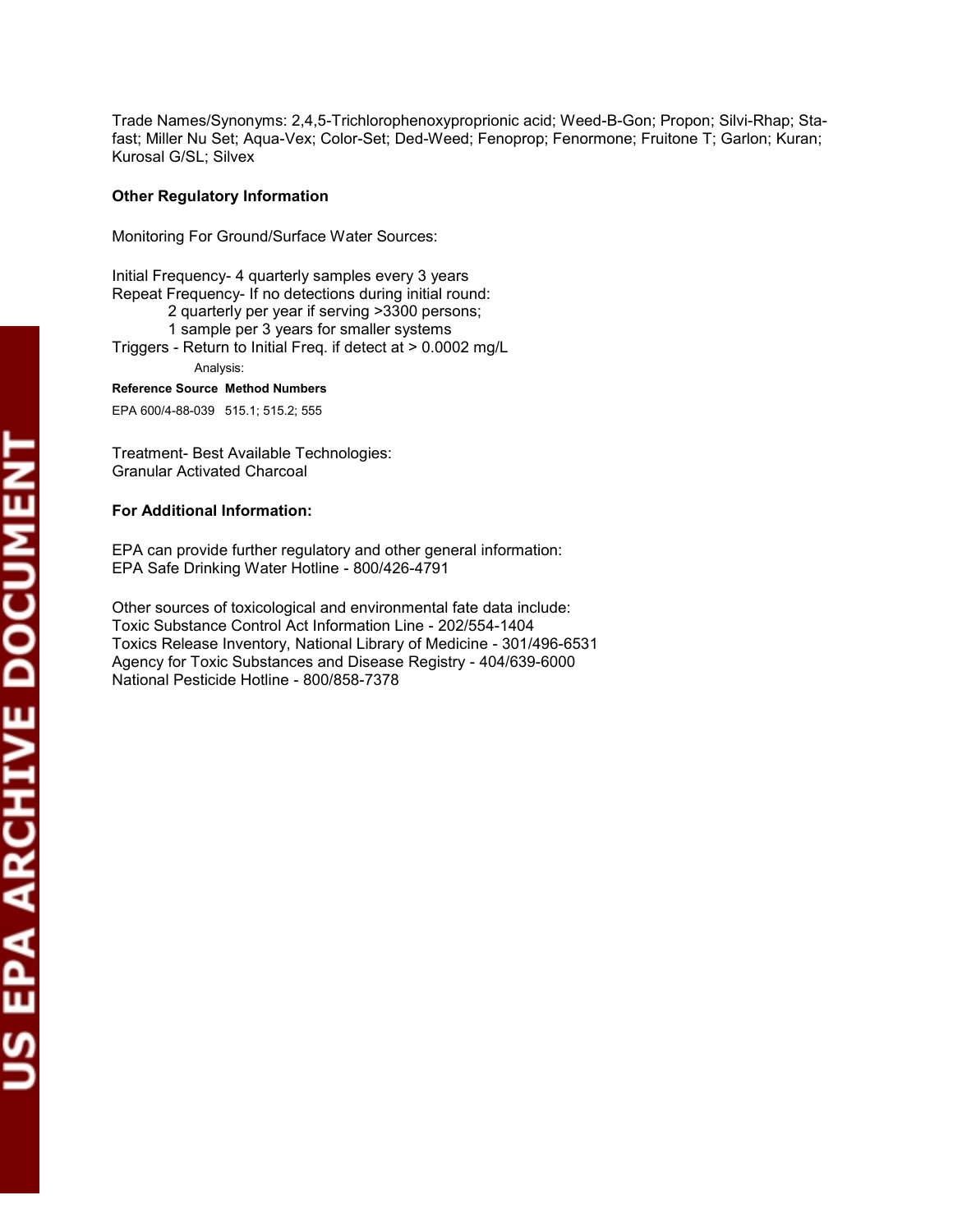Trade Names/Synonyms: 2,4,5-Trichlorophenoxyproprionic acid; Weed-B-Gon; Propon; Silvi-Rhap; Sta-fast; Miller Nu Set; Aqua-Vex; Color-Set; Ded-Weed; Fenoprop; Fenormone; Fruitone T; Garlon; Kuran; Kurosal G/SL; Silvex

### Other Regulatory Information

Monitoring For Ground/Surface Water Sources:

Initial Frequency- 4 quarterly samples every 3 years
Repeat Frequency- If no detections during initial round:
 2 quarterly per year if serving >3300 persons;
 1 sample per 3 years for smaller systems
Triggers - Return to Initial Freq. if detect at > 0.0002 mg/L

Analysis:

| Reference Source | Method Numbers |
| --- | --- |
| EPA 600/4-88-039 | 515.1; 515.2; 555 |

Treatment- Best Available Technologies:
Granular Activated Charcoal

### For Additional Information:

EPA can provide further regulatory and other general information:
EPA Safe Drinking Water Hotline - 800/426-4791

Other sources of toxicological and environmental fate data include:
Toxic Substance Control Act Information Line - 202/554-1404
Toxics Release Inventory, National Library of Medicine - 301/496-6531
Agency for Toxic Substances and Disease Registry - 404/639-6000
National Pesticide Hotline - 800/858-7378